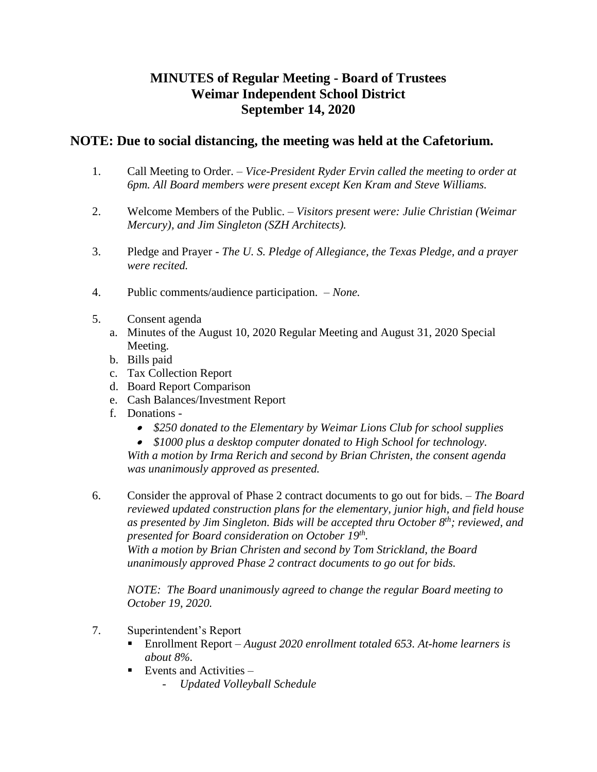# MINUTES of Regular Meeting - Board of Trustees
# Weimar Independent School District
# September 14, 2020

## NOTE: Due to social distancing, the meeting was held at the Cafetorium.

1. Call Meeting to Order. – *Vice-President Ryder Ervin called the meeting to order at 6pm. All Board members were present except Ken Kram and Steve Williams.*

2. Welcome Members of the Public. – *Visitors present were: Julie Christian (Weimar Mercury), and Jim Singleton (SZH Architects).*

3. Pledge and Prayer - *The U. S. Pledge of Allegiance, the Texas Pledge, and a prayer were recited.*

4. Public comments/audience participation. – *None.*

5. Consent agenda
   a. Minutes of the August 10, 2020 Regular Meeting and August 31, 2020 Special Meeting.
   b. Bills paid
   c. Tax Collection Report
   d. Board Report Comparison
   e. Cash Balances/Investment Report
   f. Donations -
      - *$250 donated to the Elementary by Weimar Lions Club for school supplies*
      - *$1000 plus a desktop computer donated to High School for technology.*

   *With a motion by Irma Rerich and second by Brian Christen, the consent agenda was unanimously approved as presented.*

6. Consider the approval of Phase 2 contract documents to go out for bids. – *The Board reviewed updated construction plans for the elementary, junior high, and field house as presented by Jim Singleton. Bids will be accepted thru October 8th; reviewed, and presented for Board consideration on October 19th.*
   *With a motion by Brian Christen and second by Tom Strickland, the Board unanimously approved Phase 2 contract documents to go out for bids.*

   *NOTE: The Board unanimously agreed to change the regular Board meeting to October 19, 2020.*

7. Superintendent's Report
   - Enrollment Report – *August 2020 enrollment totaled 653. At-home learners is about 8%.*
   - Events and Activities –
     - *Updated Volleyball Schedule*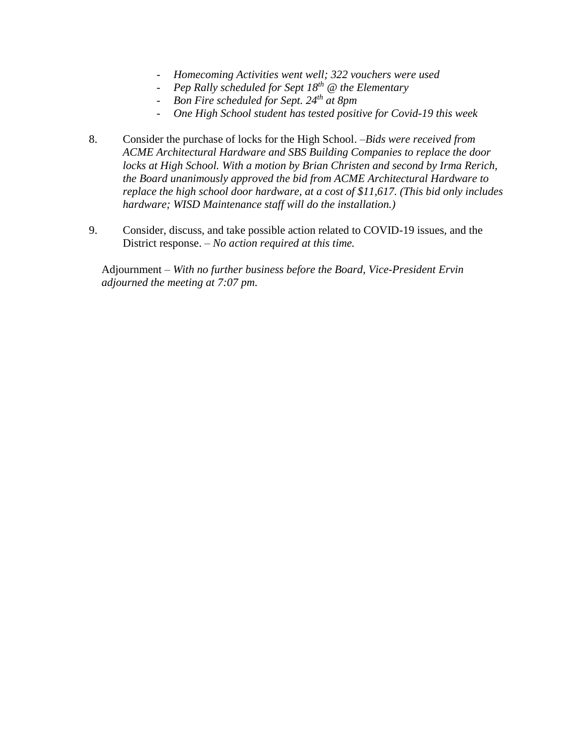- *Homecoming Activities went well; 322 vouchers were used*
- *Pep Rally scheduled for Sept 18th @ the Elementary*
- *Bon Fire scheduled for Sept. 24th at 8pm*
- *One High School student has tested positive for Covid-19 this week*

8. Consider the purchase of locks for the High School. –*Bids were received from ACME Architectural Hardware and SBS Building Companies to replace the door locks at High School. With a motion by Brian Christen and second by Irma Rerich, the Board unanimously approved the bid from ACME Architectural Hardware to replace the high school door hardware, at a cost of $11,617. (This bid only includes hardware; WISD Maintenance staff will do the installation.)*

9. Consider, discuss, and take possible action related to COVID-19 issues, and the District response. – *No action required at this time.*

Adjournment – *With no further business before the Board, Vice-President Ervin adjourned the meeting at 7:07 pm.*